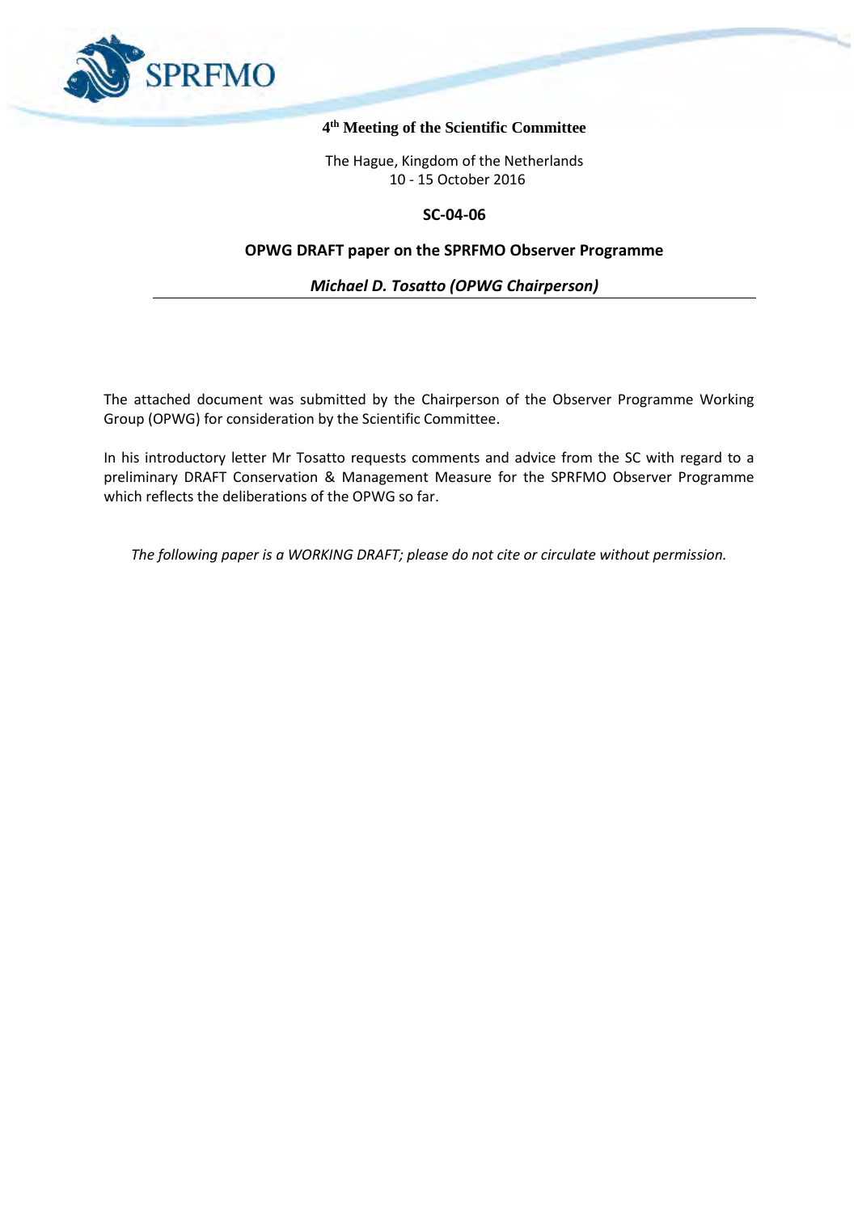SPRFMO

**4th Meeting of the Scientific Committee**

The Hague, Kingdom of the Netherlands
10 - 15 October 2016

**SC-04-06**

# OPWG DRAFT paper on the SPRFMO Observer Programme

***Michael D. Tosatto (OPWG Chairperson)***

---

The attached document was submitted by the Chairperson of the Observer Programme Working Group (OPWG) for consideration by the Scientific Committee.

In his introductory letter Mr Tosatto requests comments and advice from the SC with regard to a preliminary DRAFT Conservation & Management Measure for the SPRFMO Observer Programme which reflects the deliberations of the OPWG so far.

*The following paper is a WORKING DRAFT; please do not cite or circulate without permission.*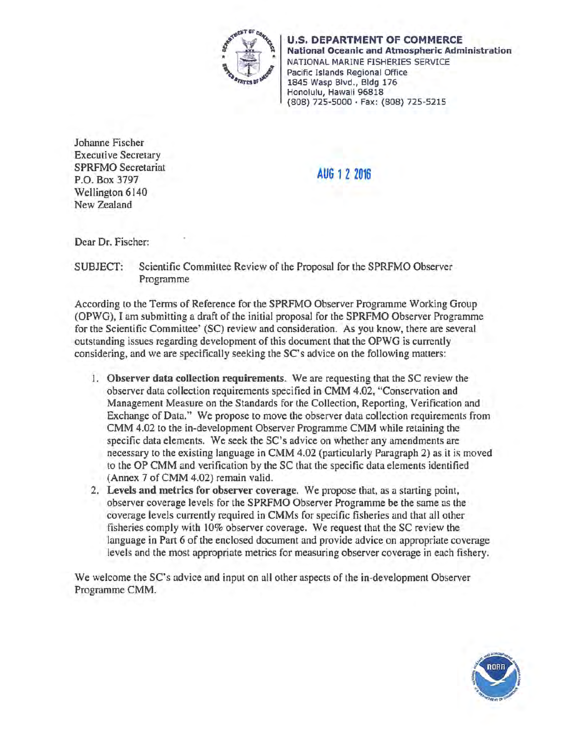**U.S. DEPARTMENT OF COMMERCE**
**National Oceanic and Atmospheric Administration**
NATIONAL MARINE FISHERIES SERVICE
Pacific Islands Regional Office
1845 Wasp Blvd., Bldg 176
Honolulu, Hawaii 96818
(808) 725-5000 · Fax: (808) 725-5215

Johanne Fischer
Executive Secretary
SPRFMO Secretariat
P.O. Box 3797
Wellington 6140
New Zealand

AUG 12 2016

Dear Dr. Fischer:

SUBJECT: Scientific Committee Review of the Proposal for the SPRFMO Observer Programme

According to the Terms of Reference for the SPRFMO Observer Programme Working Group (OPWG), I am submitting a draft of the initial proposal for the SPRFMO Observer Programme for the Scientific Committee' (SC) review and consideration. As you know, there are several outstanding issues regarding development of this document that the OPWG is currently considering, and we are specifically seeking the SC's advice on the following matters:

1. **Observer data collection requirements**. We are requesting that the SC review the observer data collection requirements specified in CMM 4.02, "Conservation and Management Measure on the Standards for the Collection, Reporting, Verification and Exchange of Data." We propose to move the observer data collection requirements from CMM 4.02 to the in-development Observer Programme CMM while retaining the specific data elements. We seek the SC's advice on whether any amendments are necessary to the existing language in CMM 4.02 (particularly Paragraph 2) as it is moved to the OP CMM and verification by the SC that the specific data elements identified (Annex 7 of CMM 4.02) remain valid.
2. **Levels and metrics for observer coverage**. We propose that, as a starting point, observer coverage levels for the SPRFMO Observer Programme be the same as the coverage levels currently required in CMMs for specific fisheries and that all other fisheries comply with 10% observer coverage. We request that the SC review the language in Part 6 of the enclosed document and provide advice on appropriate coverage levels and the most appropriate metrics for measuring observer coverage in each fishery.

We welcome the SC's advice and input on all other aspects of the in-development Observer Programme CMM.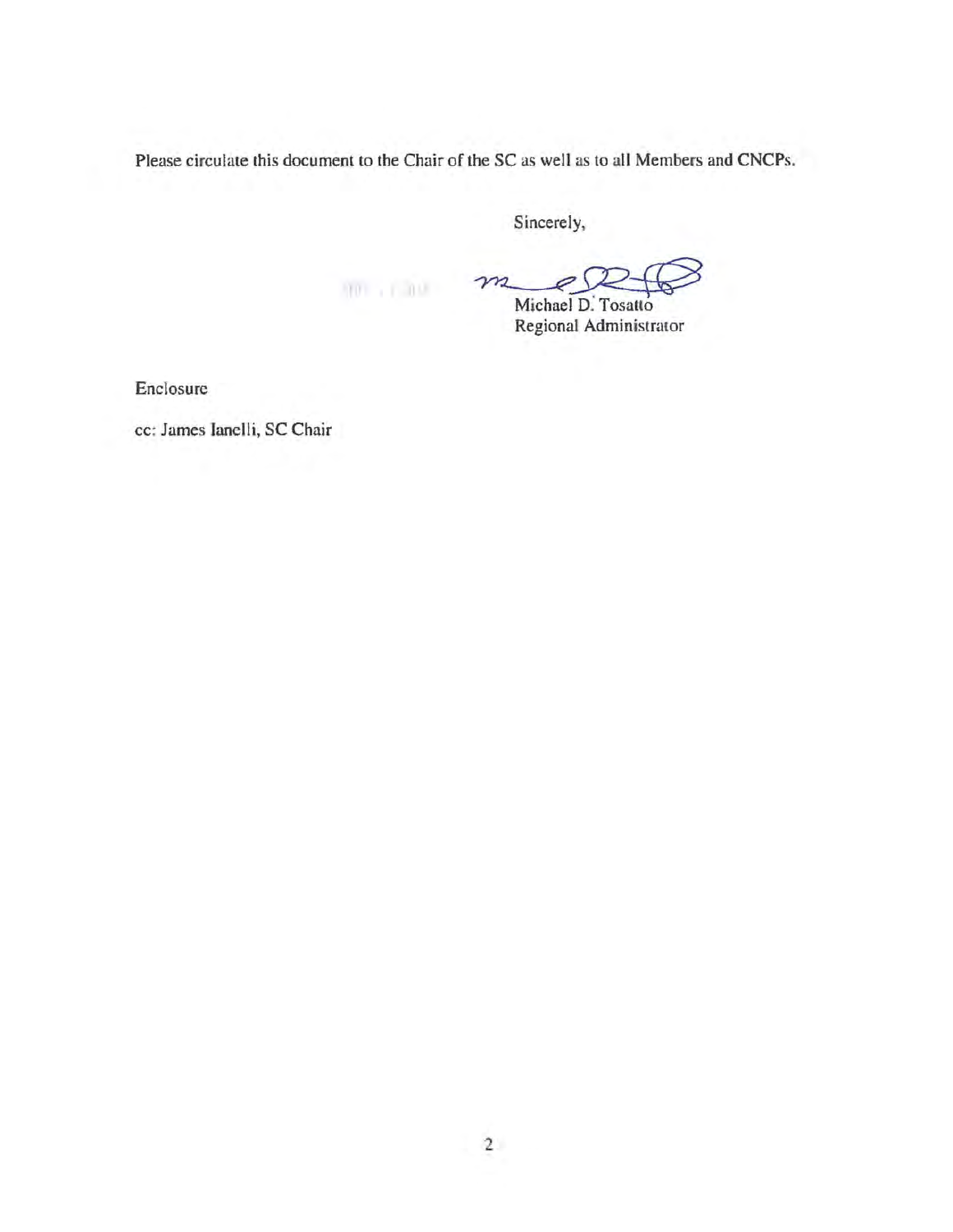Please circulate this document to the Chair of the SC as well as to all Members and CNCPs.

Sincerely,

Michael D. Tosatto
Regional Administrator

Enclosure

cc: James Ianelli, SC Chair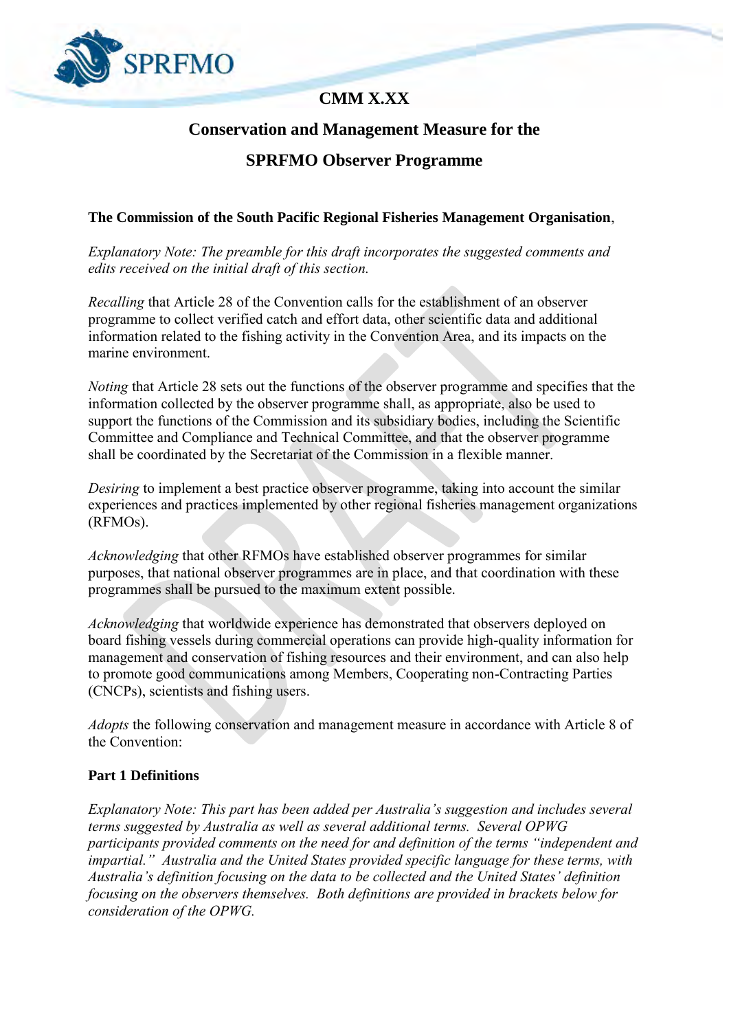# CMM X.XX

## Conservation and Management Measure for the SPRFMO Observer Programme

**The Commission of the South Pacific Regional Fisheries Management Organisation**,

*Explanatory Note: The preamble for this draft incorporates the suggested comments and edits received on the initial draft of this section.*

*Recalling* that Article 28 of the Convention calls for the establishment of an observer programme to collect verified catch and effort data, other scientific data and additional information related to the fishing activity in the Convention Area, and its impacts on the marine environment.

*Noting* that Article 28 sets out the functions of the observer programme and specifies that the information collected by the observer programme shall, as appropriate, also be used to support the functions of the Commission and its subsidiary bodies, including the Scientific Committee and Compliance and Technical Committee, and that the observer programme shall be coordinated by the Secretariat of the Commission in a flexible manner.

*Desiring* to implement a best practice observer programme, taking into account the similar experiences and practices implemented by other regional fisheries management organizations (RFMOs).

*Acknowledging* that other RFMOs have established observer programmes for similar purposes, that national observer programmes are in place, and that coordination with these programmes shall be pursued to the maximum extent possible.

*Acknowledging* that worldwide experience has demonstrated that observers deployed on board fishing vessels during commercial operations can provide high-quality information for management and conservation of fishing resources and their environment, and can also help to promote good communications among Members, Cooperating non-Contracting Parties (CNCPs), scientists and fishing users.

*Adopts* the following conservation and management measure in accordance with Article 8 of the Convention:

### Part 1 Definitions

*Explanatory Note: This part has been added per Australia's suggestion and includes several terms suggested by Australia as well as several additional terms. Several OPWG participants provided comments on the need for and definition of the terms "independent and impartial." Australia and the United States provided specific language for these terms, with Australia's definition focusing on the data to be collected and the United States' definition focusing on the observers themselves. Both definitions are provided in brackets below for consideration of the OPWG.*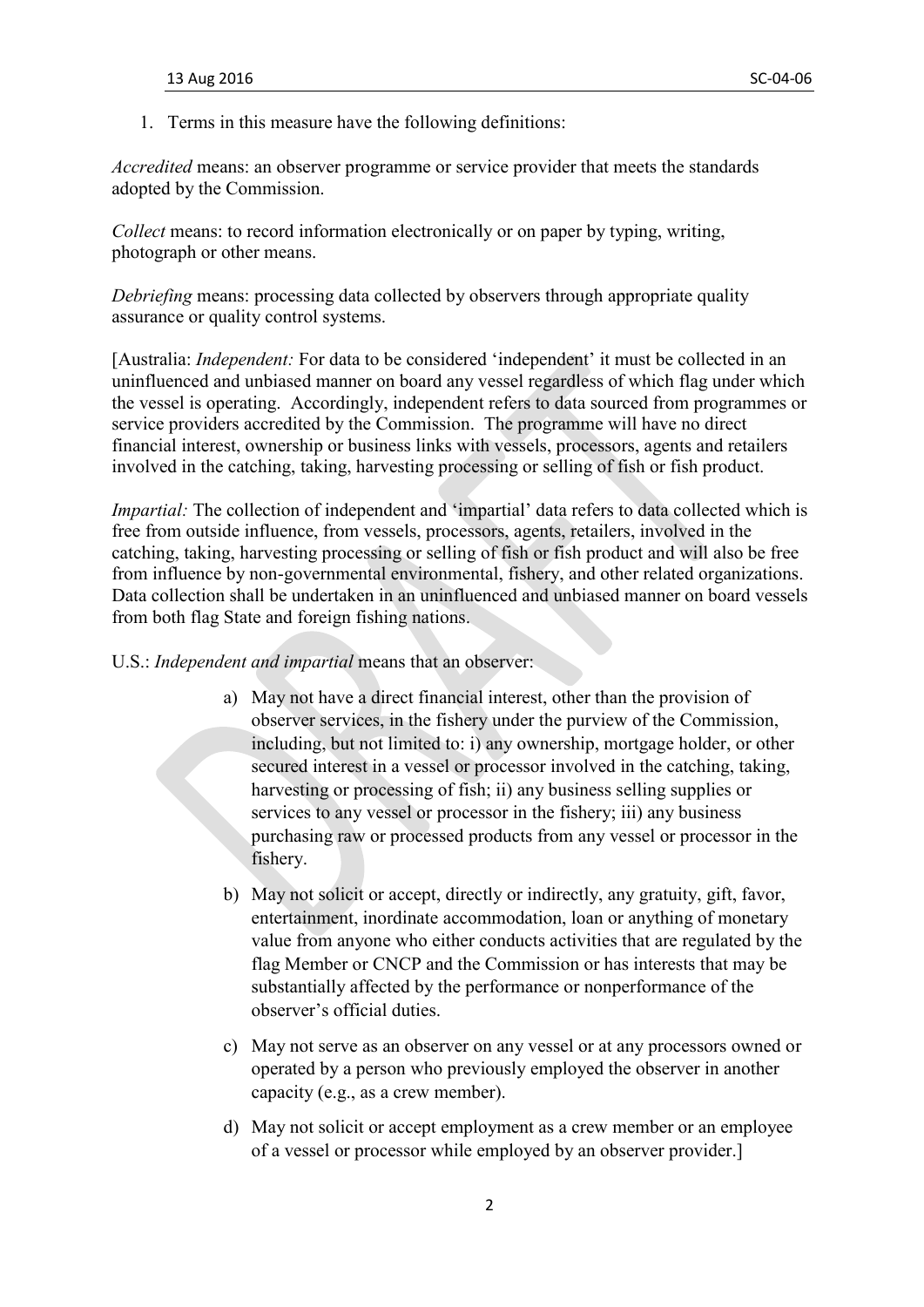1. Terms in this measure have the following definitions:

*Accredited* means: an observer programme or service provider that meets the standards adopted by the Commission.

*Collect* means: to record information electronically or on paper by typing, writing, photograph or other means.

*Debriefing* means: processing data collected by observers through appropriate quality assurance or quality control systems.

[Australia: *Independent:* For data to be considered 'independent' it must be collected in an uninfluenced and unbiased manner on board any vessel regardless of which flag under which the vessel is operating. Accordingly, independent refers to data sourced from programmes or service providers accredited by the Commission. The programme will have no direct financial interest, ownership or business links with vessels, processors, agents and retailers involved in the catching, taking, harvesting processing or selling of fish or fish product.

*Impartial:* The collection of independent and 'impartial' data refers to data collected which is free from outside influence, from vessels, processors, agents, retailers, involved in the catching, taking, harvesting processing or selling of fish or fish product and will also be free from influence by non-governmental environmental, fishery, and other related organizations. Data collection shall be undertaken in an uninfluenced and unbiased manner on board vessels from both flag State and foreign fishing nations.

U.S.: *Independent and impartial* means that an observer:

a) May not have a direct financial interest, other than the provision of observer services, in the fishery under the purview of the Commission, including, but not limited to: i) any ownership, mortgage holder, or other secured interest in a vessel or processor involved in the catching, taking, harvesting or processing of fish; ii) any business selling supplies or services to any vessel or processor in the fishery; iii) any business purchasing raw or processed products from any vessel or processor in the fishery.

b) May not solicit or accept, directly or indirectly, any gratuity, gift, favor, entertainment, inordinate accommodation, loan or anything of monetary value from anyone who either conducts activities that are regulated by the flag Member or CNCP and the Commission or has interests that may be substantially affected by the performance or nonperformance of the observer's official duties.

c) May not serve as an observer on any vessel or at any processors owned or operated by a person who previously employed the observer in another capacity (e.g., as a crew member).

d) May not solicit or accept employment as a crew member or an employee of a vessel or processor while employed by an observer provider.]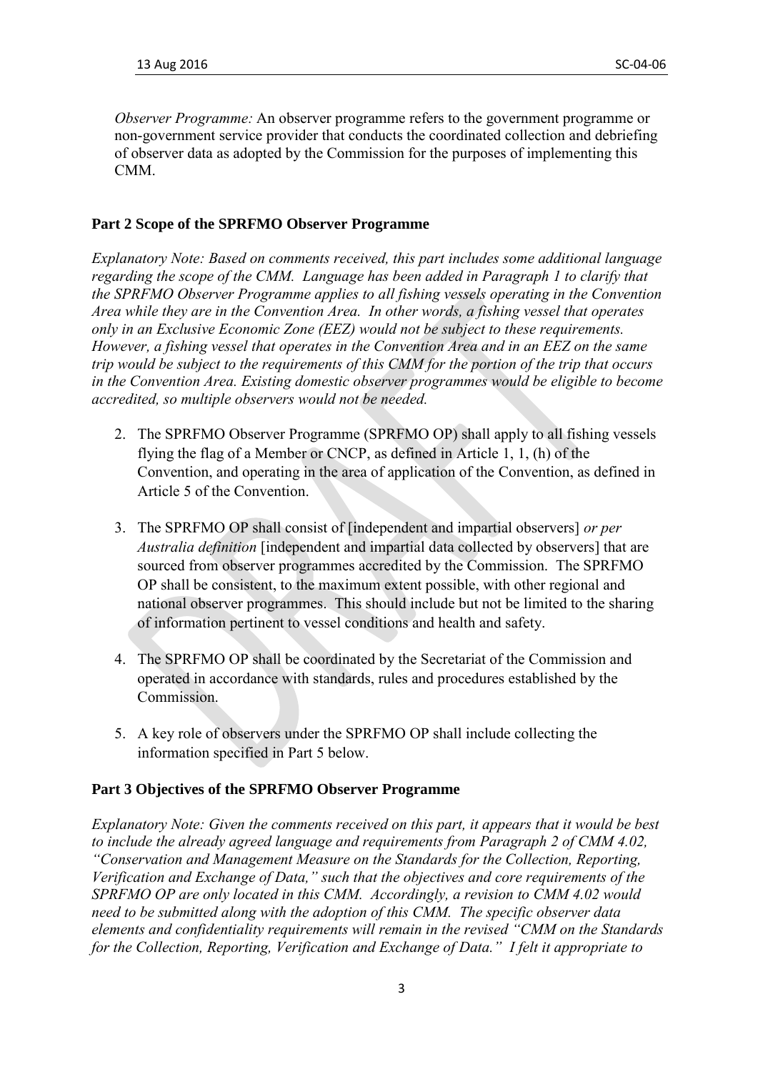*Observer Programme:* An observer programme refers to the government programme or non-government service provider that conducts the coordinated collection and debriefing of observer data as adopted by the Commission for the purposes of implementing this CMM.

**Part 2 Scope of the SPRFMO Observer Programme**

*Explanatory Note: Based on comments received, this part includes some additional language regarding the scope of the CMM. Language has been added in Paragraph 1 to clarify that the SPRFMO Observer Programme applies to all fishing vessels operating in the Convention Area while they are in the Convention Area. In other words, a fishing vessel that operates only in an Exclusive Economic Zone (EEZ) would not be subject to these requirements. However, a fishing vessel that operates in the Convention Area and in an EEZ on the same trip would be subject to the requirements of this CMM for the portion of the trip that occurs in the Convention Area. Existing domestic observer programmes would be eligible to become accredited, so multiple observers would not be needed.*

2. The SPRFMO Observer Programme (SPRFMO OP) shall apply to all fishing vessels flying the flag of a Member or CNCP, as defined in Article 1, 1, (h) of the Convention, and operating in the area of application of the Convention, as defined in Article 5 of the Convention.

3. The SPRFMO OP shall consist of [independent and impartial observers] *or per Australia definition* [independent and impartial data collected by observers] that are sourced from observer programmes accredited by the Commission. The SPRFMO OP shall be consistent, to the maximum extent possible, with other regional and national observer programmes. This should include but not be limited to the sharing of information pertinent to vessel conditions and health and safety.

4. The SPRFMO OP shall be coordinated by the Secretariat of the Commission and operated in accordance with standards, rules and procedures established by the Commission.

5. A key role of observers under the SPRFMO OP shall include collecting the information specified in Part 5 below.

**Part 3 Objectives of the SPRFMO Observer Programme**

*Explanatory Note: Given the comments received on this part, it appears that it would be best to include the already agreed language and requirements from Paragraph 2 of CMM 4.02, "Conservation and Management Measure on the Standards for the Collection, Reporting, Verification and Exchange of Data," such that the objectives and core requirements of the SPRFMO OP are only located in this CMM. Accordingly, a revision to CMM 4.02 would need to be submitted along with the adoption of this CMM. The specific observer data elements and confidentiality requirements will remain in the revised "CMM on the Standards for the Collection, Reporting, Verification and Exchange of Data." I felt it appropriate to*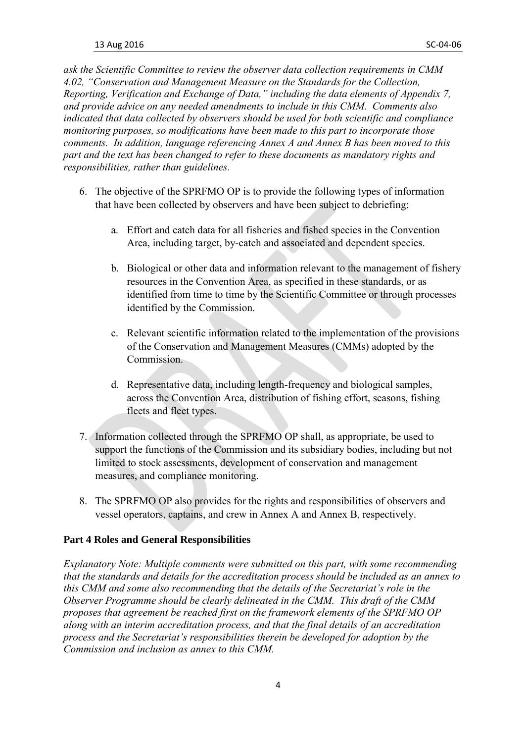*ask the Scientific Committee to review the observer data collection requirements in CMM 4.02, "Conservation and Management Measure on the Standards for the Collection, Reporting, Verification and Exchange of Data," including the data elements of Appendix 7, and provide advice on any needed amendments to include in this CMM. Comments also indicated that data collected by observers should be used for both scientific and compliance monitoring purposes, so modifications have been made to this part to incorporate those comments. In addition, language referencing Annex A and Annex B has been moved to this part and the text has been changed to refer to these documents as mandatory rights and responsibilities, rather than guidelines.*

6. The objective of the SPRFMO OP is to provide the following types of information that have been collected by observers and have been subject to debriefing:

    a. Effort and catch data for all fisheries and fished species in the Convention Area, including target, by-catch and associated and dependent species.

    b. Biological or other data and information relevant to the management of fishery resources in the Convention Area, as specified in these standards, or as identified from time to time by the Scientific Committee or through processes identified by the Commission.

    c. Relevant scientific information related to the implementation of the provisions of the Conservation and Management Measures (CMMs) adopted by the Commission.

    d. Representative data, including length-frequency and biological samples, across the Convention Area, distribution of fishing effort, seasons, fishing fleets and fleet types.

7. Information collected through the SPRFMO OP shall, as appropriate, be used to support the functions of the Commission and its subsidiary bodies, including but not limited to stock assessments, development of conservation and management measures, and compliance monitoring.

8. The SPRFMO OP also provides for the rights and responsibilities of observers and vessel operators, captains, and crew in Annex A and Annex B, respectively.

**Part 4 Roles and General Responsibilities**

*Explanatory Note: Multiple comments were submitted on this part, with some recommending that the standards and details for the accreditation process should be included as an annex to this CMM and some also recommending that the details of the Secretariat's role in the Observer Programme should be clearly delineated in the CMM. This draft of the CMM proposes that agreement be reached first on the framework elements of the SPRFMO OP along with an interim accreditation process, and that the final details of an accreditation process and the Secretariat's responsibilities therein be developed for adoption by the Commission and inclusion as annex to this CMM.*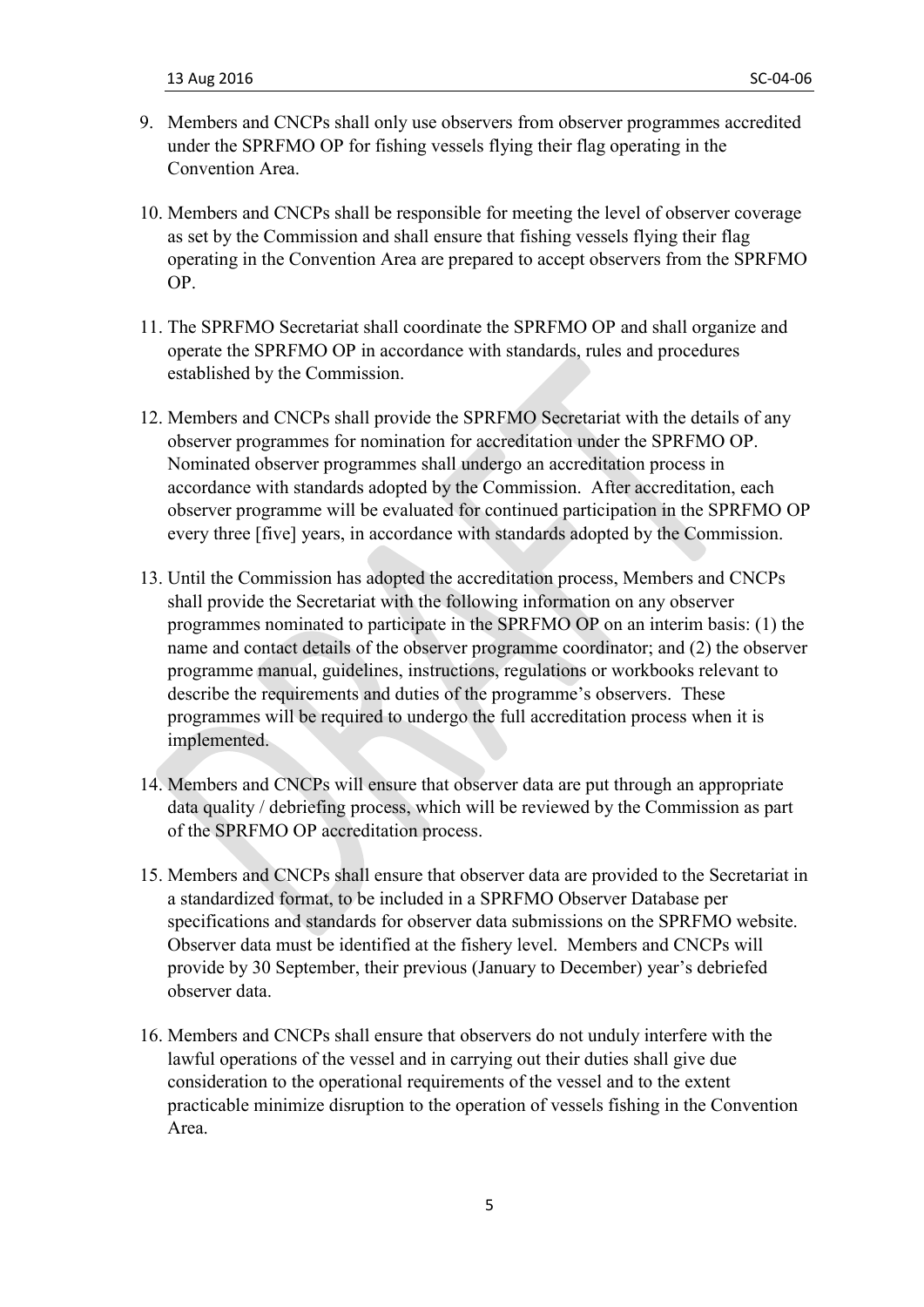9. Members and CNCPs shall only use observers from observer programmes accredited under the SPRFMO OP for fishing vessels flying their flag operating in the Convention Area.

10. Members and CNCPs shall be responsible for meeting the level of observer coverage as set by the Commission and shall ensure that fishing vessels flying their flag operating in the Convention Area are prepared to accept observers from the SPRFMO OP.

11. The SPRFMO Secretariat shall coordinate the SPRFMO OP and shall organize and operate the SPRFMO OP in accordance with standards, rules and procedures established by the Commission.

12. Members and CNCPs shall provide the SPRFMO Secretariat with the details of any observer programmes for nomination for accreditation under the SPRFMO OP. Nominated observer programmes shall undergo an accreditation process in accordance with standards adopted by the Commission. After accreditation, each observer programme will be evaluated for continued participation in the SPRFMO OP every three [five] years, in accordance with standards adopted by the Commission.

13. Until the Commission has adopted the accreditation process, Members and CNCPs shall provide the Secretariat with the following information on any observer programmes nominated to participate in the SPRFMO OP on an interim basis: (1) the name and contact details of the observer programme coordinator; and (2) the observer programme manual, guidelines, instructions, regulations or workbooks relevant to describe the requirements and duties of the programme's observers. These programmes will be required to undergo the full accreditation process when it is implemented.

14. Members and CNCPs will ensure that observer data are put through an appropriate data quality / debriefing process, which will be reviewed by the Commission as part of the SPRFMO OP accreditation process.

15. Members and CNCPs shall ensure that observer data are provided to the Secretariat in a standardized format, to be included in a SPRFMO Observer Database per specifications and standards for observer data submissions on the SPRFMO website. Observer data must be identified at the fishery level. Members and CNCPs will provide by 30 September, their previous (January to December) year's debriefed observer data.

16. Members and CNCPs shall ensure that observers do not unduly interfere with the lawful operations of the vessel and in carrying out their duties shall give due consideration to the operational requirements of the vessel and to the extent practicable minimize disruption to the operation of vessels fishing in the Convention Area.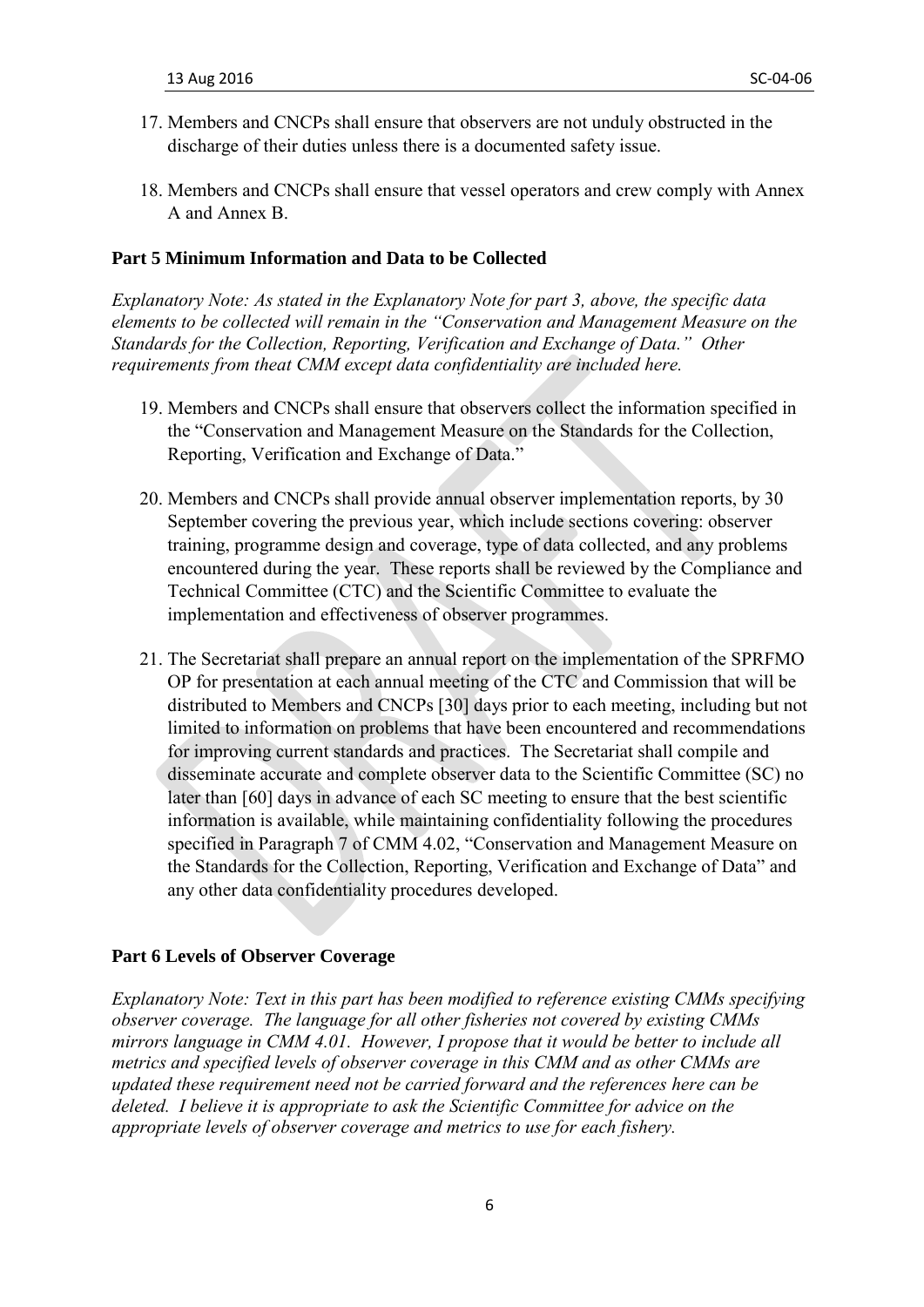17. Members and CNCPs shall ensure that observers are not unduly obstructed in the discharge of their duties unless there is a documented safety issue.

18. Members and CNCPs shall ensure that vessel operators and crew comply with Annex A and Annex B.

### Part 5 Minimum Information and Data to be Collected

*Explanatory Note: As stated in the Explanatory Note for part 3, above, the specific data elements to be collected will remain in the "Conservation and Management Measure on the Standards for the Collection, Reporting, Verification and Exchange of Data." Other requirements from theat CMM except data confidentiality are included here.*

19. Members and CNCPs shall ensure that observers collect the information specified in the "Conservation and Management Measure on the Standards for the Collection, Reporting, Verification and Exchange of Data."

20. Members and CNCPs shall provide annual observer implementation reports, by 30 September covering the previous year, which include sections covering: observer training, programme design and coverage, type of data collected, and any problems encountered during the year. These reports shall be reviewed by the Compliance and Technical Committee (CTC) and the Scientific Committee to evaluate the implementation and effectiveness of observer programmes.

21. The Secretariat shall prepare an annual report on the implementation of the SPRFMO OP for presentation at each annual meeting of the CTC and Commission that will be distributed to Members and CNCPs [30] days prior to each meeting, including but not limited to information on problems that have been encountered and recommendations for improving current standards and practices. The Secretariat shall compile and disseminate accurate and complete observer data to the Scientific Committee (SC) no later than [60] days in advance of each SC meeting to ensure that the best scientific information is available, while maintaining confidentiality following the procedures specified in Paragraph 7 of CMM 4.02, "Conservation and Management Measure on the Standards for the Collection, Reporting, Verification and Exchange of Data" and any other data confidentiality procedures developed.

### Part 6 Levels of Observer Coverage

*Explanatory Note: Text in this part has been modified to reference existing CMMs specifying observer coverage. The language for all other fisheries not covered by existing CMMs mirrors language in CMM 4.01. However, I propose that it would be better to include all metrics and specified levels of observer coverage in this CMM and as other CMMs are updated these requirement need not be carried forward and the references here can be deleted. I believe it is appropriate to ask the Scientific Committee for advice on the appropriate levels of observer coverage and metrics to use for each fishery.*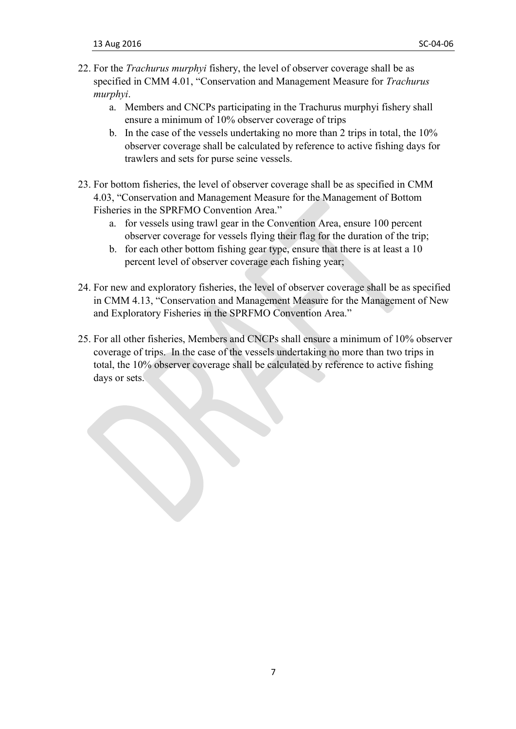22. For the *Trachurus murphyi* fishery, the level of observer coverage shall be as specified in CMM 4.01, "Conservation and Management Measure for *Trachurus murphyi*.
    a. Members and CNCPs participating in the Trachurus murphyi fishery shall ensure a minimum of 10% observer coverage of trips
    b. In the case of the vessels undertaking no more than 2 trips in total, the 10% observer coverage shall be calculated by reference to active fishing days for trawlers and sets for purse seine vessels.

23. For bottom fisheries, the level of observer coverage shall be as specified in CMM 4.03, "Conservation and Management Measure for the Management of Bottom Fisheries in the SPRFMO Convention Area."
    a. for vessels using trawl gear in the Convention Area, ensure 100 percent observer coverage for vessels flying their flag for the duration of the trip;
    b. for each other bottom fishing gear type, ensure that there is at least a 10 percent level of observer coverage each fishing year;

24. For new and exploratory fisheries, the level of observer coverage shall be as specified in CMM 4.13, "Conservation and Management Measure for the Management of New and Exploratory Fisheries in the SPRFMO Convention Area."

25. For all other fisheries, Members and CNCPs shall ensure a minimum of 10% observer coverage of trips. In the case of the vessels undertaking no more than two trips in total, the 10% observer coverage shall be calculated by reference to active fishing days or sets.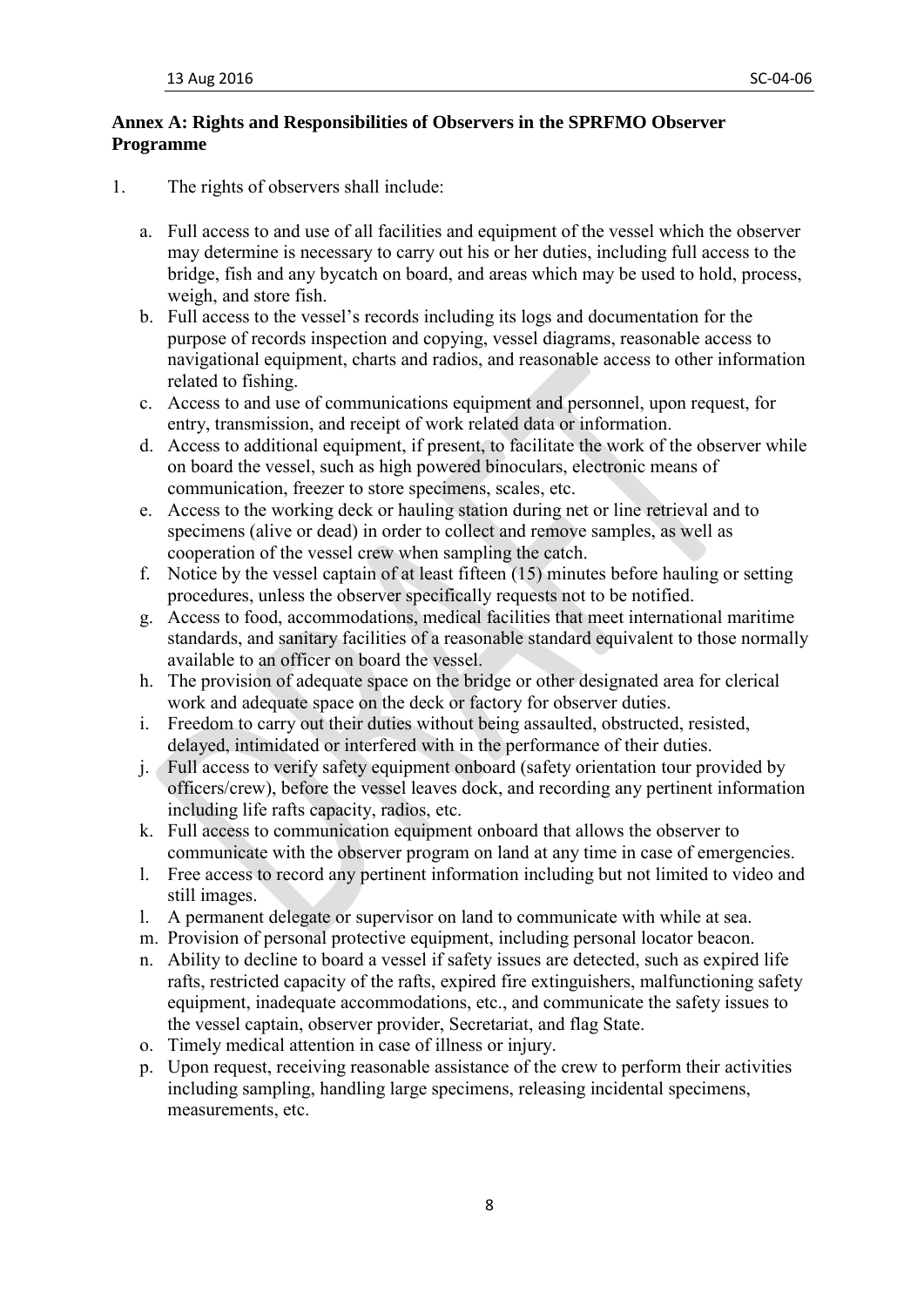## Annex A: Rights and Responsibilities of Observers in the SPRFMO Observer Programme

1. The rights of observers shall include:

   a. Full access to and use of all facilities and equipment of the vessel which the observer may determine is necessary to carry out his or her duties, including full access to the bridge, fish and any bycatch on board, and areas which may be used to hold, process, weigh, and store fish.
   b. Full access to the vessel's records including its logs and documentation for the purpose of records inspection and copying, vessel diagrams, reasonable access to navigational equipment, charts and radios, and reasonable access to other information related to fishing.
   c. Access to and use of communications equipment and personnel, upon request, for entry, transmission, and receipt of work related data or information.
   d. Access to additional equipment, if present, to facilitate the work of the observer while on board the vessel, such as high powered binoculars, electronic means of communication, freezer to store specimens, scales, etc.
   e. Access to the working deck or hauling station during net or line retrieval and to specimens (alive or dead) in order to collect and remove samples, as well as cooperation of the vessel crew when sampling the catch.
   f. Notice by the vessel captain of at least fifteen (15) minutes before hauling or setting procedures, unless the observer specifically requests not to be notified.
   g. Access to food, accommodations, medical facilities that meet international maritime standards, and sanitary facilities of a reasonable standard equivalent to those normally available to an officer on board the vessel.
   h. The provision of adequate space on the bridge or other designated area for clerical work and adequate space on the deck or factory for observer duties.
   i. Freedom to carry out their duties without being assaulted, obstructed, resisted, delayed, intimidated or interfered with in the performance of their duties.
   j. Full access to verify safety equipment onboard (safety orientation tour provided by officers/crew), before the vessel leaves dock, and recording any pertinent information including life rafts capacity, radios, etc.
   k. Full access to communication equipment onboard that allows the observer to communicate with the observer program on land at any time in case of emergencies.
   l. Free access to record any pertinent information including but not limited to video and still images.
   l. A permanent delegate or supervisor on land to communicate with while at sea.
   m. Provision of personal protective equipment, including personal locator beacon.
   n. Ability to decline to board a vessel if safety issues are detected, such as expired life rafts, restricted capacity of the rafts, expired fire extinguishers, malfunctioning safety equipment, inadequate accommodations, etc., and communicate the safety issues to the vessel captain, observer provider, Secretariat, and flag State.
   o. Timely medical attention in case of illness or injury.
   p. Upon request, receiving reasonable assistance of the crew to perform their activities including sampling, handling large specimens, releasing incidental specimens, measurements, etc.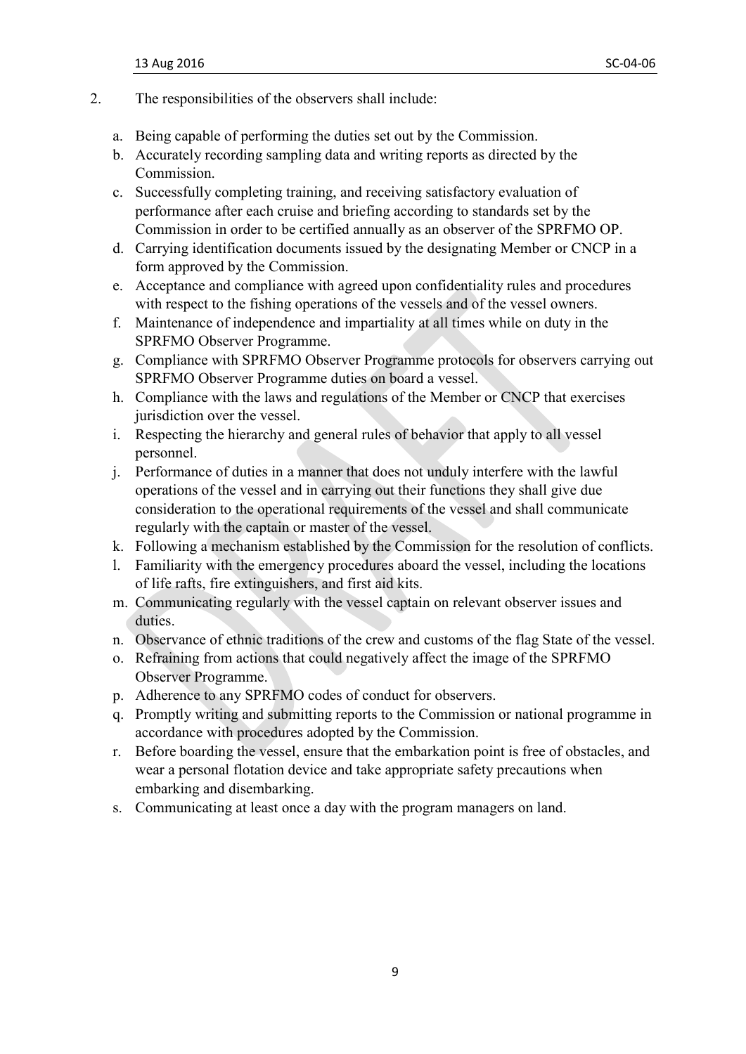2. The responsibilities of the observers shall include:

   a. Being capable of performing the duties set out by the Commission.
   b. Accurately recording sampling data and writing reports as directed by the Commission.
   c. Successfully completing training, and receiving satisfactory evaluation of performance after each cruise and briefing according to standards set by the Commission in order to be certified annually as an observer of the SPRFMO OP.
   d. Carrying identification documents issued by the designating Member or CNCP in a form approved by the Commission.
   e. Acceptance and compliance with agreed upon confidentiality rules and procedures with respect to the fishing operations of the vessels and of the vessel owners.
   f. Maintenance of independence and impartiality at all times while on duty in the SPRFMO Observer Programme.
   g. Compliance with SPRFMO Observer Programme protocols for observers carrying out SPRFMO Observer Programme duties on board a vessel.
   h. Compliance with the laws and regulations of the Member or CNCP that exercises jurisdiction over the vessel.
   i. Respecting the hierarchy and general rules of behavior that apply to all vessel personnel.
   j. Performance of duties in a manner that does not unduly interfere with the lawful operations of the vessel and in carrying out their functions they shall give due consideration to the operational requirements of the vessel and shall communicate regularly with the captain or master of the vessel.
   k. Following a mechanism established by the Commission for the resolution of conflicts.
   l. Familiarity with the emergency procedures aboard the vessel, including the locations of life rafts, fire extinguishers, and first aid kits.
   m. Communicating regularly with the vessel captain on relevant observer issues and duties.
   n. Observance of ethnic traditions of the crew and customs of the flag State of the vessel.
   o. Refraining from actions that could negatively affect the image of the SPRFMO Observer Programme.
   p. Adherence to any SPRFMO codes of conduct for observers.
   q. Promptly writing and submitting reports to the Commission or national programme in accordance with procedures adopted by the Commission.
   r. Before boarding the vessel, ensure that the embarkation point is free of obstacles, and wear a personal flotation device and take appropriate safety precautions when embarking and disembarking.
   s. Communicating at least once a day with the program managers on land.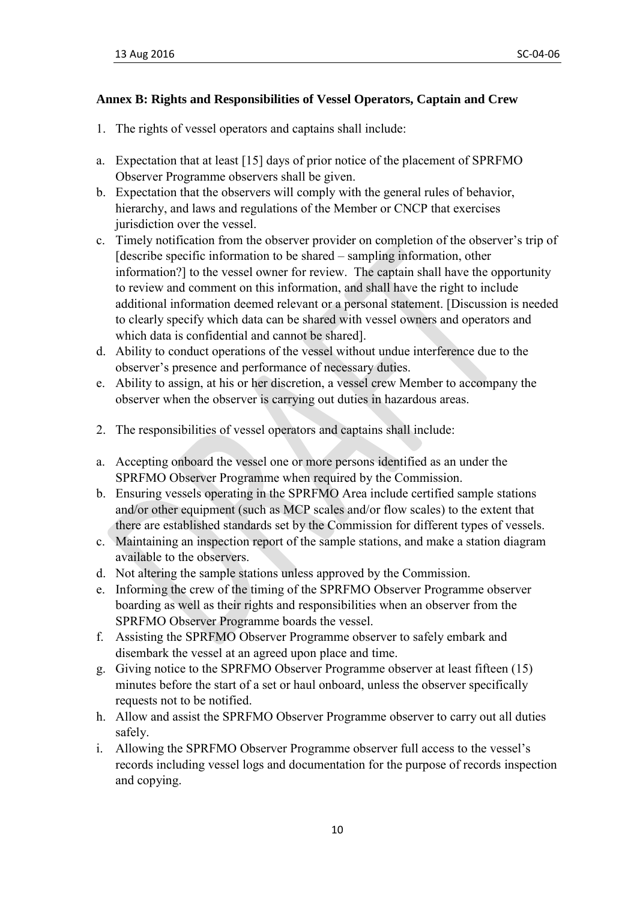## Annex B: Rights and Responsibilities of Vessel Operators, Captain and Crew

1. The rights of vessel operators and captains shall include:

a. Expectation that at least [15] days of prior notice of the placement of SPRFMO Observer Programme observers shall be given.
b. Expectation that the observers will comply with the general rules of behavior, hierarchy, and laws and regulations of the Member or CNCP that exercises jurisdiction over the vessel.
c. Timely notification from the observer provider on completion of the observer's trip of [describe specific information to be shared – sampling information, other information?] to the vessel owner for review. The captain shall have the opportunity to review and comment on this information, and shall have the right to include additional information deemed relevant or a personal statement. [Discussion is needed to clearly specify which data can be shared with vessel owners and operators and which data is confidential and cannot be shared].
d. Ability to conduct operations of the vessel without undue interference due to the observer's presence and performance of necessary duties.
e. Ability to assign, at his or her discretion, a vessel crew Member to accompany the observer when the observer is carrying out duties in hazardous areas.

2. The responsibilities of vessel operators and captains shall include:

a. Accepting onboard the vessel one or more persons identified as an under the SPRFMO Observer Programme when required by the Commission.
b. Ensuring vessels operating in the SPRFMO Area include certified sample stations and/or other equipment (such as MCP scales and/or flow scales) to the extent that there are established standards set by the Commission for different types of vessels.
c. Maintaining an inspection report of the sample stations, and make a station diagram available to the observers.
d. Not altering the sample stations unless approved by the Commission.
e. Informing the crew of the timing of the SPRFMO Observer Programme observer boarding as well as their rights and responsibilities when an observer from the SPRFMO Observer Programme boards the vessel.
f. Assisting the SPRFMO Observer Programme observer to safely embark and disembark the vessel at an agreed upon place and time.
g. Giving notice to the SPRFMO Observer Programme observer at least fifteen (15) minutes before the start of a set or haul onboard, unless the observer specifically requests not to be notified.
h. Allow and assist the SPRFMO Observer Programme observer to carry out all duties safely.
i. Allowing the SPRFMO Observer Programme observer full access to the vessel's records including vessel logs and documentation for the purpose of records inspection and copying.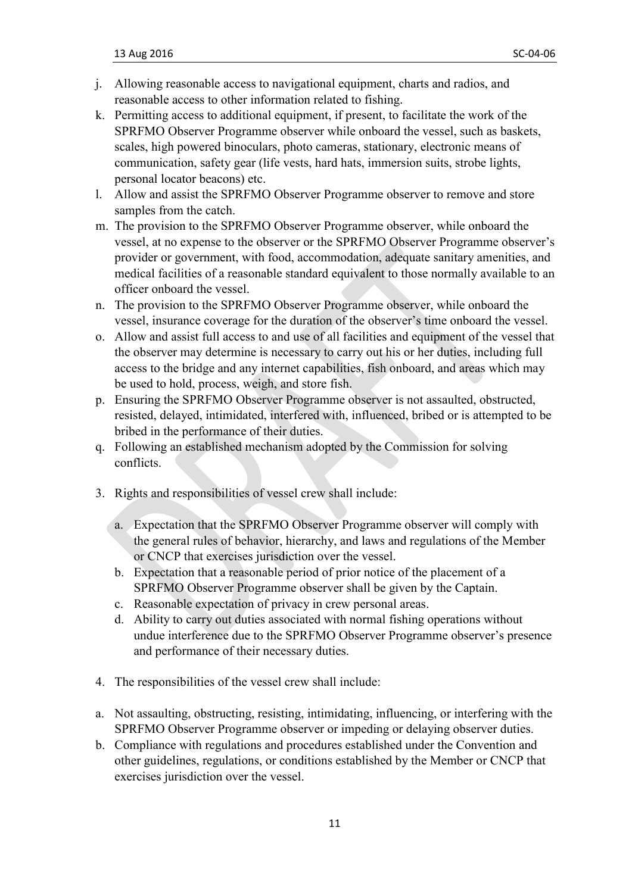j. Allowing reasonable access to navigational equipment, charts and radios, and reasonable access to other information related to fishing.
k. Permitting access to additional equipment, if present, to facilitate the work of the SPRFMO Observer Programme observer while onboard the vessel, such as baskets, scales, high powered binoculars, photo cameras, stationary, electronic means of communication, safety gear (life vests, hard hats, immersion suits, strobe lights, personal locator beacons) etc.
l. Allow and assist the SPRFMO Observer Programme observer to remove and store samples from the catch.
m. The provision to the SPRFMO Observer Programme observer, while onboard the vessel, at no expense to the observer or the SPRFMO Observer Programme observer's provider or government, with food, accommodation, adequate sanitary amenities, and medical facilities of a reasonable standard equivalent to those normally available to an officer onboard the vessel.
n. The provision to the SPRFMO Observer Programme observer, while onboard the vessel, insurance coverage for the duration of the observer's time onboard the vessel.
o. Allow and assist full access to and use of all facilities and equipment of the vessel that the observer may determine is necessary to carry out his or her duties, including full access to the bridge and any internet capabilities, fish onboard, and areas which may be used to hold, process, weigh, and store fish.
p. Ensuring the SPRFMO Observer Programme observer is not assaulted, obstructed, resisted, delayed, intimidated, interfered with, influenced, bribed or is attempted to be bribed in the performance of their duties.
q. Following an established mechanism adopted by the Commission for solving conflicts.

3. Rights and responsibilities of vessel crew shall include:

    a. Expectation that the SPRFMO Observer Programme observer will comply with the general rules of behavior, hierarchy, and laws and regulations of the Member or CNCP that exercises jurisdiction over the vessel.
    b. Expectation that a reasonable period of prior notice of the placement of a SPRFMO Observer Programme observer shall be given by the Captain.
    c. Reasonable expectation of privacy in crew personal areas.
    d. Ability to carry out duties associated with normal fishing operations without undue interference due to the SPRFMO Observer Programme observer's presence and performance of their necessary duties.

4. The responsibilities of the vessel crew shall include:

a. Not assaulting, obstructing, resisting, intimidating, influencing, or interfering with the SPRFMO Observer Programme observer or impeding or delaying observer duties.
b. Compliance with regulations and procedures established under the Convention and other guidelines, regulations, or conditions established by the Member or CNCP that exercises jurisdiction over the vessel.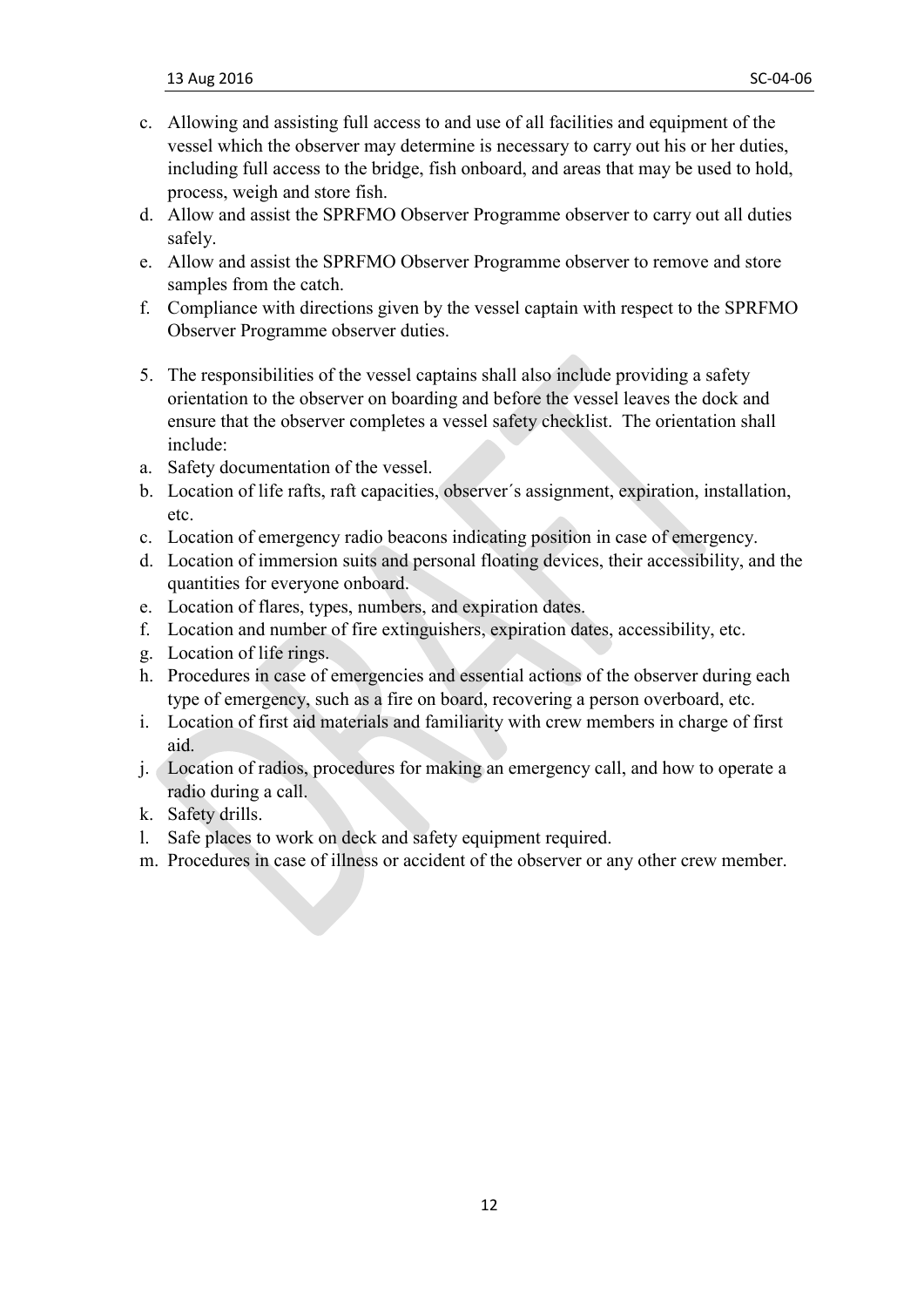c. Allowing and assisting full access to and use of all facilities and equipment of the vessel which the observer may determine is necessary to carry out his or her duties, including full access to the bridge, fish onboard, and areas that may be used to hold, process, weigh and store fish.
d. Allow and assist the SPRFMO Observer Programme observer to carry out all duties safely.
e. Allow and assist the SPRFMO Observer Programme observer to remove and store samples from the catch.
f. Compliance with directions given by the vessel captain with respect to the SPRFMO Observer Programme observer duties.

5. The responsibilities of the vessel captains shall also include providing a safety orientation to the observer on boarding and before the vessel leaves the dock and ensure that the observer completes a vessel safety checklist. The orientation shall include:

a. Safety documentation of the vessel.
b. Location of life rafts, raft capacities, observer´s assignment, expiration, installation, etc.
c. Location of emergency radio beacons indicating position in case of emergency.
d. Location of immersion suits and personal floating devices, their accessibility, and the quantities for everyone onboard.
e. Location of flares, types, numbers, and expiration dates.
f. Location and number of fire extinguishers, expiration dates, accessibility, etc.
g. Location of life rings.
h. Procedures in case of emergencies and essential actions of the observer during each type of emergency, such as a fire on board, recovering a person overboard, etc.
i. Location of first aid materials and familiarity with crew members in charge of first aid.
j. Location of radios, procedures for making an emergency call, and how to operate a radio during a call.
k. Safety drills.
l. Safe places to work on deck and safety equipment required.
m. Procedures in case of illness or accident of the observer or any other crew member.